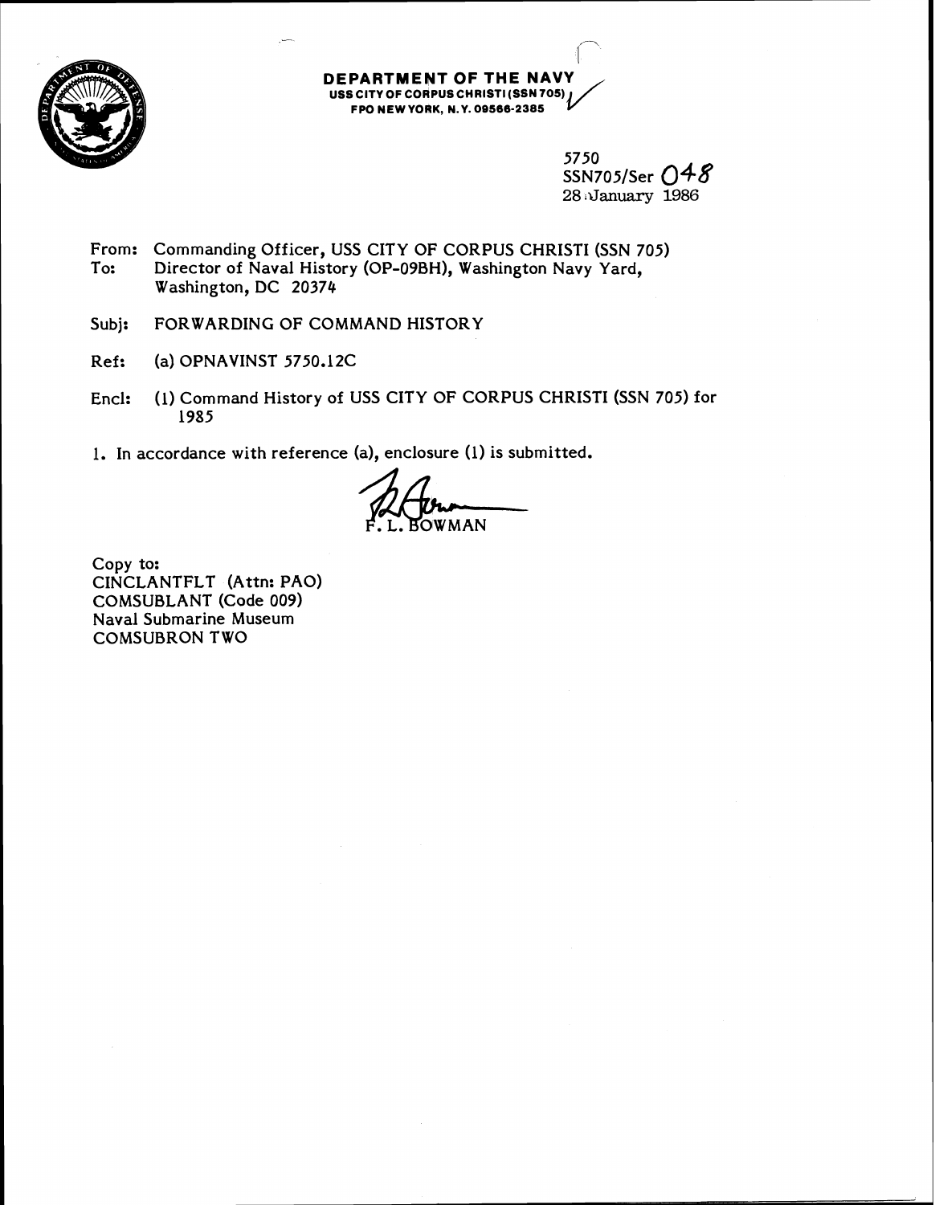**DEPARTMENT OF THE NAVY**
**USS CITY OF CORPUS CHRISTI (SSN 705)**
**FPO NEW YORK, N.Y. 09566-2385**

5750
SSN705/Ser 048
28 January 1986

From: Commanding Officer, USS CITY OF CORPUS CHRISTI (SSN 705)
To: Director of Naval History (OP-09BH), Washington Navy Yard, Washington, DC 20374

Subj: FORWARDING OF COMMAND HISTORY

Ref: (a) OPNAVINST 5750.12C

Encl: (1) Command History of USS CITY OF CORPUS CHRISTI (SSN 705) for 1985

1. In accordance with reference (a), enclosure (1) is submitted.

F. L. BOWMAN

Copy to:
CINCLANTFLT (Attn: PAO)
COMSUBLANT (Code 009)
Naval Submarine Museum
COMSUBRON TWO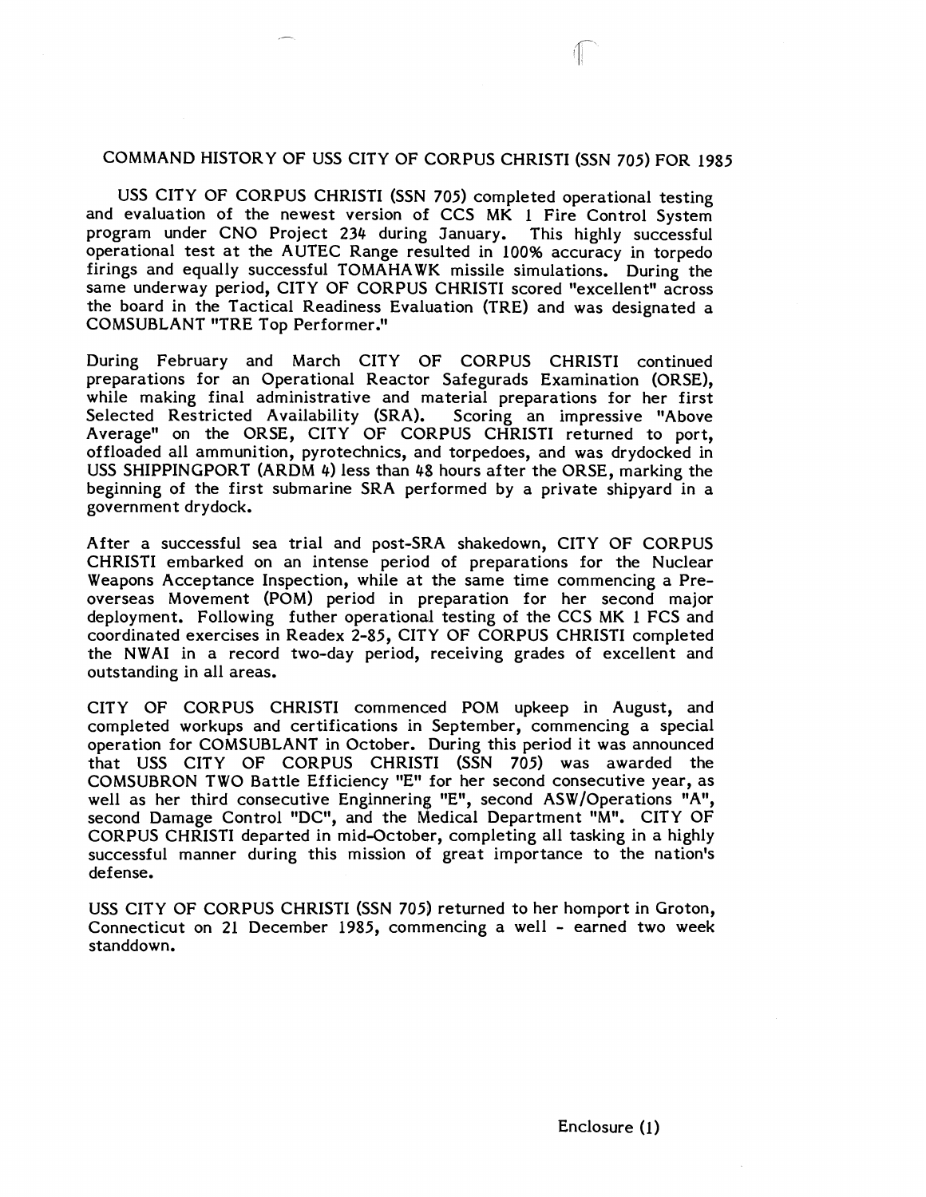# COMMAND HISTORY OF USS CITY OF CORPUS CHRISTI (SSN 705) FOR 1985

USS CITY OF CORPUS CHRISTI (SSN 705) completed operational testing and evaluation of the newest version of CCS MK 1 Fire Control System program under CNO Project 234 during January. This highly successful operational test at the AUTEC Range resulted in 100% accuracy in torpedo firings and equally successful TOMAHAWK missile simulations. During the same underway period, CITY OF CORPUS CHRISTI scored "excellent" across the board in the Tactical Readiness Evaluation (TRE) and was designated a COMSUBLANT "TRE Top Performer."

During February and March CITY OF CORPUS CHRISTI continued preparations for an Operational Reactor Safegurads Examination (ORSE), while making final administrative and material preparations for her first Selected Restricted Availability (SRA). Scoring an impressive "Above Average" on the ORSE, CITY OF CORPUS CHRISTI returned to port, offloaded all ammunition, pyrotechnics, and torpedoes, and was drydocked in USS SHIPPINGPORT (ARDM 4) less than 48 hours after the ORSE, marking the beginning of the first submarine SRA performed by a private shipyard in a government drydock.

After a successful sea trial and post-SRA shakedown, CITY OF CORPUS CHRISTI embarked on an intense period of preparations for the Nuclear Weapons Acceptance Inspection, while at the same time commencing a Pre-overseas Movement (POM) period in preparation for her second major deployment. Following futher operational testing of the CCS MK 1 FCS and coordinated exercises in Readex 2-85, CITY OF CORPUS CHRISTI completed the NWAI in a record two-day period, receiving grades of excellent and outstanding in all areas.

CITY OF CORPUS CHRISTI commenced POM upkeep in August, and completed workups and certifications in September, commencing a special operation for COMSUBLANT in October. During this period it was announced that USS CITY OF CORPUS CHRISTI (SSN 705) was awarded the COMSUBRON TWO Battle Efficiency "E" for her second consecutive year, as well as her third consecutive Enginnering "E", second ASW/Operations "A", second Damage Control "DC", and the Medical Department "M". CITY OF CORPUS CHRISTI departed in mid-October, completing all tasking in a highly successful manner during this mission of great importance to the nation's defense.

USS CITY OF CORPUS CHRISTI (SSN 705) returned to her homport in Groton, Connecticut on 21 December 1985, commencing a well - earned two week standdown.

Enclosure (1)